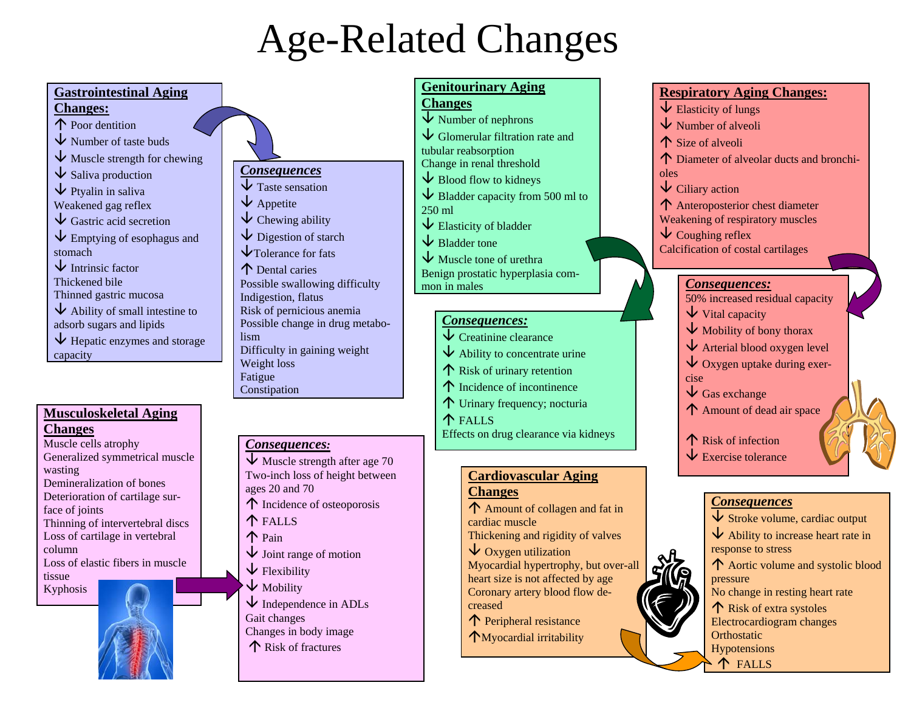# Age-Related Changes

## Gastrointestinal Aging Changes:

- ↑ Poor dentition
- ↓ Number of taste buds
- ↓ Muscle strength for chewing
- ↓ Saliva production
- ↓ Ptyalin in saliva
- Weakened gag reflex
- ↓ Gastric acid secretion
- ↓ Emptying of esophagus and stomach
- ↓ Intrinsic factor
- Thickened bile
- Thinned gastric mucosa
- ↓ Ability of small intestine to adsorb sugars and lipids
- ↓ Hepatic enzymes and storage capacity

### *Consequences*

- ↓ Taste sensation
- ↓ Appetite
- ↓ Chewing ability
- ↓ Digestion of starch
- ↓ Tolerance for fats
- ↑ Dental caries
- Possible swallowing difficulty
- Indigestion, flatus
- Risk of pernicious anemia
- Possible change in drug metabolism
- Difficulty in gaining weight
- Weight loss
- Fatigue
- Constipation

## Genitourinary Aging Changes

- ↓ Number of nephrons
- ↓ Glomerular filtration rate and tubular reabsorption
- Change in renal threshold
- ↓ Blood flow to kidneys
- ↓ Bladder capacity from 500 ml to 250 ml
- ↓ Elasticity of bladder
- ↓ Bladder tone
- ↓ Muscle tone of urethra
- Benign prostatic hyperplasia common in males

### *Consequences:*

- ↓ Creatinine clearance
- ↓ Ability to concentrate urine
- ↑ Risk of urinary retention
- ↑ Incidence of incontinence
- ↑ Urinary frequency; nocturia
- ↑ FALLS
- Effects on drug clearance via kidneys

## Respiratory Aging Changes:

- ↓ Elasticity of lungs
- ↓ Number of alveoli
- ↑ Size of alveoli
- ↑ Diameter of alveolar ducts and bronchioles
- ↓ Ciliary action
- ↑ Anteroposterior chest diameter
- Weakening of respiratory muscles
- ↓ Coughing reflex
- Calcification of costal cartilages

### *Consequences:*

- 50% increased residual capacity
- ↓ Vital capacity
- ↓ Mobility of bony thorax
- ↓ Arterial blood oxygen level
- ↓ Oxygen uptake during exercise
- ↓ Gas exchange
- ↑ Amount of dead air space
- ↑ Risk of infection
- ↓ Exercise tolerance

## Musculoskeletal Aging Changes

- Muscle cells atrophy
- Generalized symmetrical muscle wasting
- Demineralization of bones
- Deterioration of cartilage surface of joints
- Thinning of intervertebral discs
- Loss of cartilage in vertebral column
- Loss of elastic fibers in muscle tissue
- Kyphosis

### *Consequences:*

- ↓ Muscle strength after age 70
- Two-inch loss of height between ages 20 and 70
- ↑ Incidence of osteoporosis
- ↑ FALLS
- ↑ Pain
- ↓ Joint range of motion
- ↓ Flexibility
- ↓ Mobility
- ↓ Independence in ADLs
- Gait changes
- Changes in body image
- ↑ Risk of fractures

## Cardiovascular Aging Changes

- ↑ Amount of collagen and fat in cardiac muscle
- Thickening and rigidity of valves
- ↓ Oxygen utilization
- Myocardial hypertrophy, but overall heart size is not affected by age
- Coronary artery blood flow decreased
- ↑ Peripheral resistance
- ↑ Myocardial irritability

### *Consequences*

- ↓ Stroke volume, cardiac output
- ↓ Ability to increase heart rate in response to stress
- ↑ Aortic volume and systolic blood pressure
- No change in resting heart rate
- ↑ Risk of extra systoles
- Electrocardiogram changes
- Orthostatic Hypotensions
- ↑ FALLS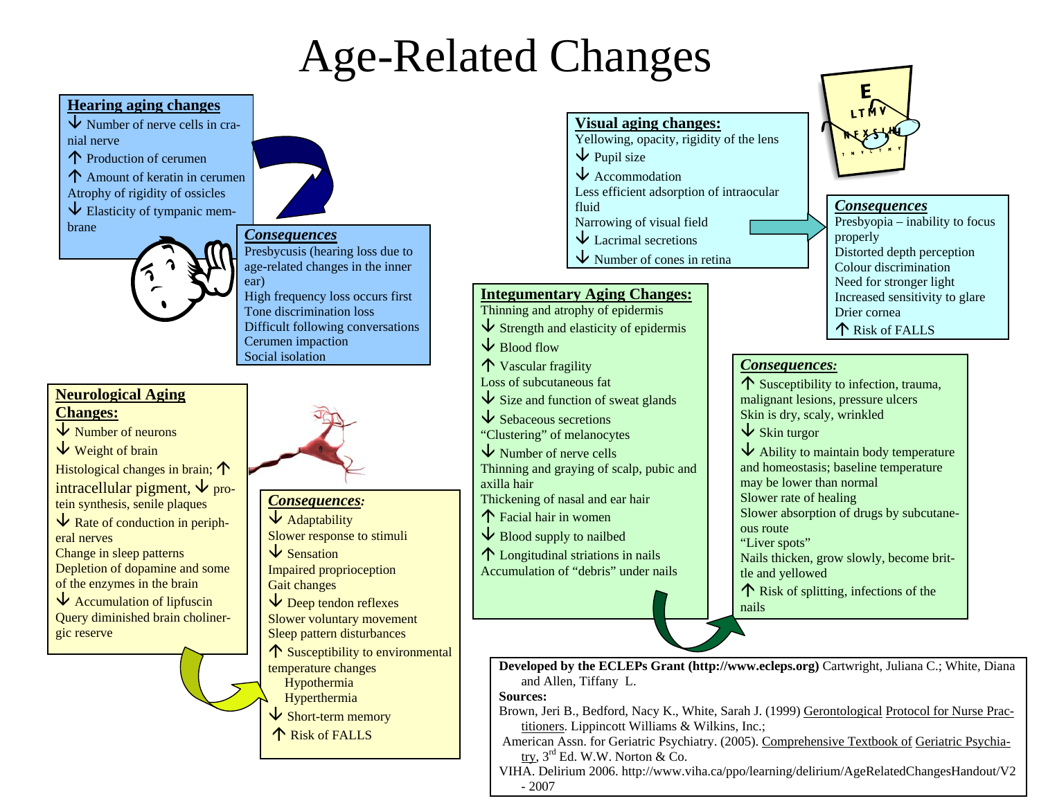# Age-Related Changes

## Hearing aging changes

↓ Number of nerve cells in cranial nerve
↑ Production of cerumen
↑ Amount of keratin in cerumen
Atrophy of rigidity of ossicles
↓ Elasticity of tympanic membrane

### *Consequences*

Presbycusis (hearing loss due to age-related changes in the inner ear)
High frequency loss occurs first
Tone discrimination loss
Difficult following conversations
Cerumen impaction
Social isolation

## Neurological Aging Changes:

↓ Number of neurons
↓ Weight of brain
Histological changes in brain; ↑ intracellular pigment, ↓ protein synthesis, senile plaques
↓ Rate of conduction in peripheral nerves
Change in sleep patterns
Depletion of dopamine and some of the enzymes in the brain
↓ Accumulation of lipfuscin
Query diminished brain cholinergic reserve

### *Consequences:*

↓ Adaptability
Slower response to stimuli
↓ Sensation
Impaired proprioception
Gait changes
↓ Deep tendon reflexes
Slower voluntary movement
Sleep pattern disturbances
↑ Susceptibility to environmental temperature changes
Hypothermia
Hyperthermia
↓ Short-term memory
↑ Risk of FALLS

## Visual aging changes:

Yellowing, opacity, rigidity of the lens
↓ Pupil size
↓ Accommodation
Less efficient adsorption of intraocular fluid
Narrowing of visual field
↓ Lacrimal secretions
↓ Number of cones in retina

### *Consequences*

Presbyopia – inability to focus properly
Distorted depth perception
Colour discrimination
Need for stronger light
Increased sensitivity to glare
Drier cornea
↑ Risk of FALLS

## Integumentary Aging Changes:

Thinning and atrophy of epidermis
↓ Strength and elasticity of epidermis
↓ Blood flow
↑ Vascular fragility
Loss of subcutaneous fat
↓ Size and function of sweat glands
↓ Sebaceous secretions
"Clustering" of melanocytes
↓ Number of nerve cells
Thinning and graying of scalp, pubic and axilla hair
Thickening of nasal and ear hair
↑ Facial hair in women
↓ Blood supply to nailbed
↑ Longitudinal striations in nails
Accumulation of "debris" under nails

### *Consequences:*

↑ Susceptibility to infection, trauma, malignant lesions, pressure ulcers
Skin is dry, scaly, wrinkled
↓ Skin turgor
↓ Ability to maintain body temperature and homeostasis; baseline temperature may be lower than normal
Slower rate of healing
Slower absorption of drugs by subcutaneous route
"Liver spots"
Nails thicken, grow slowly, become brittle and yellowed
↑ Risk of splitting, infections of the nails

---

**Developed by the ECLEPs Grant (http://www.ecleps.org)** Cartwright, Juliana C.; White, Diana and Allen, Tiffany L.

**Sources:**

Brown, Jeri B., Bedford, Nacy K., White, Sarah J. (1999) Gerontological Protocol for Nurse Practitioners. Lippincott Williams & Wilkins, Inc.;

American Assn. for Geriatric Psychiatry. (2005). Comprehensive Textbook of Geriatric Psychiatry, 3rd Ed. W.W. Norton & Co.

VIHA. Delirium 2006. http://www.viha.ca/ppo/learning/delirium/AgeRelatedChangesHandout/V2 - 2007